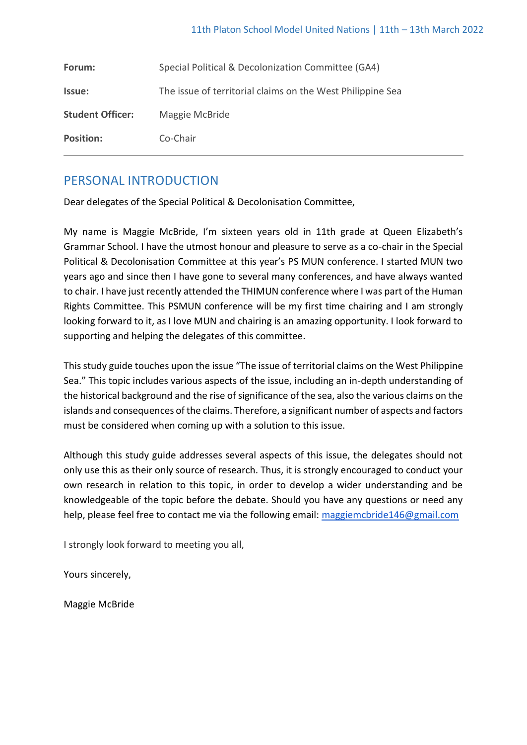| | |
|---|---|
| **Forum:** | Special Political & Decolonization Committee (GA4) |
| **Issue:** | The issue of territorial claims on the West Philippine Sea |
| **Student Officer:** | Maggie McBride |
| **Position:** | Co-Chair |

## PERSONAL INTRODUCTION

Dear delegates of the Special Political & Decolonisation Committee,

My name is Maggie McBride, I'm sixteen years old in 11th grade at Queen Elizabeth's Grammar School. I have the utmost honour and pleasure to serve as a co-chair in the Special Political & Decolonisation Committee at this year's PS MUN conference. I started MUN two years ago and since then I have gone to several many conferences, and have always wanted to chair. I have just recently attended the THIMUN conference where I was part of the Human Rights Committee. This PSMUN conference will be my first time chairing and I am strongly looking forward to it, as I love MUN and chairing is an amazing opportunity. I look forward to supporting and helping the delegates of this committee.

This study guide touches upon the issue "The issue of territorial claims on the West Philippine Sea." This topic includes various aspects of the issue, including an in-depth understanding of the historical background and the rise of significance of the sea, also the various claims on the islands and consequences of the claims. Therefore, a significant number of aspects and factors must be considered when coming up with a solution to this issue.

Although this study guide addresses several aspects of this issue, the delegates should not only use this as their only source of research. Thus, it is strongly encouraged to conduct your own research in relation to this topic, in order to develop a wider understanding and be knowledgeable of the topic before the debate. Should you have any questions or need any help, please feel free to contact me via the following email: maggiemcbride146@gmail.com

I strongly look forward to meeting you all,

Yours sincerely,

Maggie McBride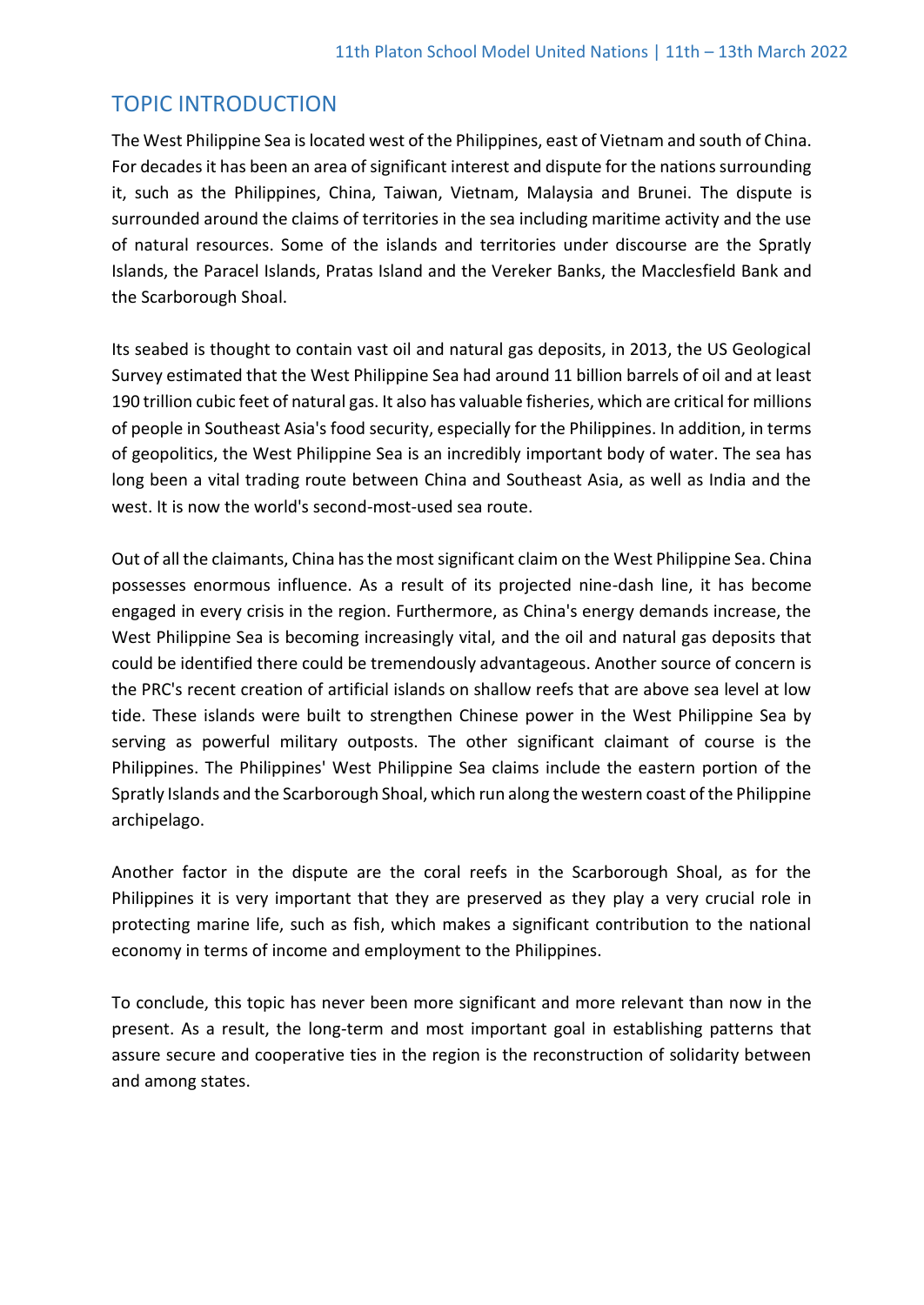## TOPIC INTRODUCTION

The West Philippine Sea is located west of the Philippines, east of Vietnam and south of China. For decades it has been an area of significant interest and dispute for the nations surrounding it, such as the Philippines, China, Taiwan, Vietnam, Malaysia and Brunei. The dispute is surrounded around the claims of territories in the sea including maritime activity and the use of natural resources. Some of the islands and territories under discourse are the Spratly Islands, the Paracel Islands, Pratas Island and the Vereker Banks, the Macclesfield Bank and the Scarborough Shoal.

Its seabed is thought to contain vast oil and natural gas deposits, in 2013, the US Geological Survey estimated that the West Philippine Sea had around 11 billion barrels of oil and at least 190 trillion cubic feet of natural gas. It also has valuable fisheries, which are critical for millions of people in Southeast Asia's food security, especially for the Philippines. In addition, in terms of geopolitics, the West Philippine Sea is an incredibly important body of water. The sea has long been a vital trading route between China and Southeast Asia, as well as India and the west. It is now the world's second-most-used sea route.

Out of all the claimants, China has the most significant claim on the West Philippine Sea. China possesses enormous influence. As a result of its projected nine-dash line, it has become engaged in every crisis in the region. Furthermore, as China's energy demands increase, the West Philippine Sea is becoming increasingly vital, and the oil and natural gas deposits that could be identified there could be tremendously advantageous. Another source of concern is the PRC's recent creation of artificial islands on shallow reefs that are above sea level at low tide. These islands were built to strengthen Chinese power in the West Philippine Sea by serving as powerful military outposts. The other significant claimant of course is the Philippines. The Philippines' West Philippine Sea claims include the eastern portion of the Spratly Islands and the Scarborough Shoal, which run along the western coast of the Philippine archipelago.

Another factor in the dispute are the coral reefs in the Scarborough Shoal, as for the Philippines it is very important that they are preserved as they play a very crucial role in protecting marine life, such as fish, which makes a significant contribution to the national economy in terms of income and employment to the Philippines.

To conclude, this topic has never been more significant and more relevant than now in the present. As a result, the long-term and most important goal in establishing patterns that assure secure and cooperative ties in the region is the reconstruction of solidarity between and among states.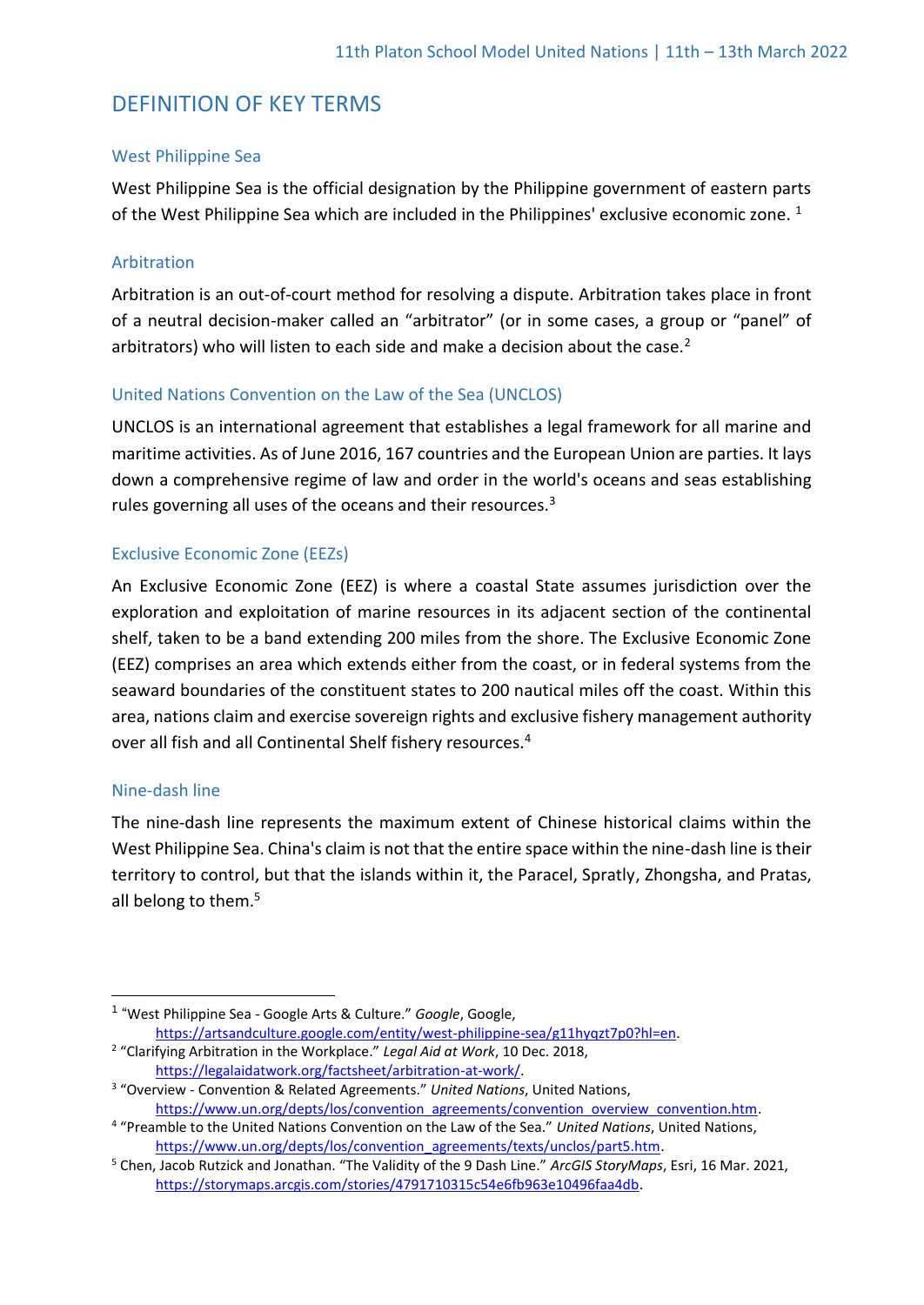## DEFINITION OF KEY TERMS

### West Philippine Sea

West Philippine Sea is the official designation by the Philippine government of eastern parts of the West Philippine Sea which are included in the Philippines' exclusive economic zone. [1]

### Arbitration

Arbitration is an out-of-court method for resolving a dispute. Arbitration takes place in front of a neutral decision-maker called an "arbitrator" (or in some cases, a group or "panel" of arbitrators) who will listen to each side and make a decision about the case.[2]

### United Nations Convention on the Law of the Sea (UNCLOS)

UNCLOS is an international agreement that establishes a legal framework for all marine and maritime activities. As of June 2016, 167 countries and the European Union are parties. It lays down a comprehensive regime of law and order in the world's oceans and seas establishing rules governing all uses of the oceans and their resources.[3]

### Exclusive Economic Zone (EEZs)

An Exclusive Economic Zone (EEZ) is where a coastal State assumes jurisdiction over the exploration and exploitation of marine resources in its adjacent section of the continental shelf, taken to be a band extending 200 miles from the shore. The Exclusive Economic Zone (EEZ) comprises an area which extends either from the coast, or in federal systems from the seaward boundaries of the constituent states to 200 nautical miles off the coast. Within this area, nations claim and exercise sovereign rights and exclusive fishery management authority over all fish and all Continental Shelf fishery resources.[4]

### Nine-dash line

The nine-dash line represents the maximum extent of Chinese historical claims within the West Philippine Sea. China's claim is not that the entire space within the nine-dash line is their territory to control, but that the islands within it, the Paracel, Spratly, Zhongsha, and Pratas, all belong to them.[5]

---

[1] "West Philippine Sea - Google Arts & Culture." *Google*, Google, https://artsandculture.google.com/entity/west-philippine-sea/g11hyqzt7p0?hl=en.

[2] "Clarifying Arbitration in the Workplace." *Legal Aid at Work*, 10 Dec. 2018, https://legalaidatwork.org/factsheet/arbitration-at-work/.

[3] "Overview - Convention & Related Agreements." *United Nations*, United Nations, https://www.un.org/depts/los/convention_agreements/convention_overview_convention.htm.

[4] "Preamble to the United Nations Convention on the Law of the Sea." *United Nations*, United Nations, https://www.un.org/depts/los/convention_agreements/texts/unclos/part5.htm.

[5] Chen, Jacob Rutzick and Jonathan. "The Validity of the 9 Dash Line." *ArcGIS StoryMaps*, Esri, 16 Mar. 2021, https://storymaps.arcgis.com/stories/4791710315c54e6fb963e10496faa4db.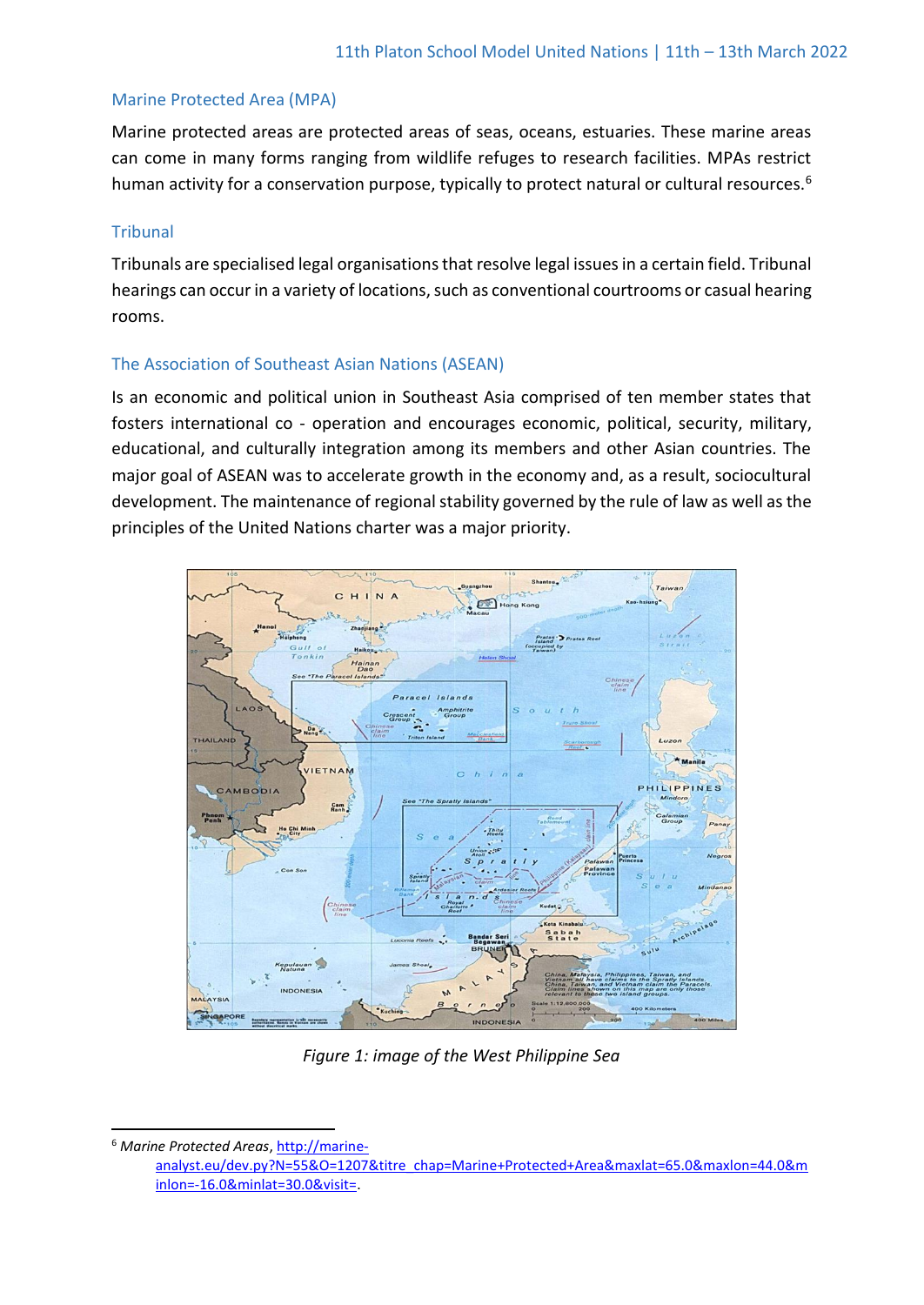### Marine Protected Area (MPA)

Marine protected areas are protected areas of seas, oceans, estuaries. These marine areas can come in many forms ranging from wildlife refuges to research facilities. MPAs restrict human activity for a conservation purpose, typically to protect natural or cultural resources.[6]

### Tribunal

Tribunals are specialised legal organisations that resolve legal issues in a certain field. Tribunal hearings can occur in a variety of locations, such as conventional courtrooms or casual hearing rooms.

### The Association of Southeast Asian Nations (ASEAN)

Is an economic and political union in Southeast Asia comprised of ten member states that fosters international co - operation and encourages economic, political, security, military, educational, and culturally integration among its members and other Asian countries. The major goal of ASEAN was to accelerate growth in the economy and, as a result, sociocultural development. The maintenance of regional stability governed by the rule of law as well as the principles of the United Nations charter was a major priority.

*Figure 1: image of the West Philippine Sea*

[6] *Marine Protected Areas*, http://marine-analyst.eu/dev.py?N=55&O=1207&titre_chap=Marine+Protected+Area&maxlat=65.0&maxlon=44.0&minlon=-16.0&minlat=30.0&visit=.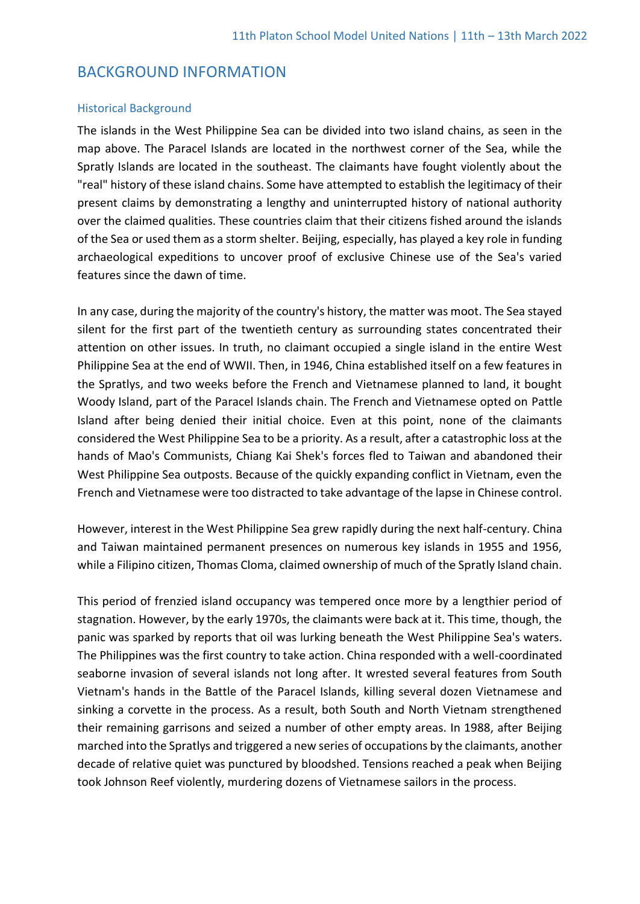## BACKGROUND INFORMATION

### Historical Background

The islands in the West Philippine Sea can be divided into two island chains, as seen in the map above. The Paracel Islands are located in the northwest corner of the Sea, while the Spratly Islands are located in the southeast. The claimants have fought violently about the "real" history of these island chains. Some have attempted to establish the legitimacy of their present claims by demonstrating a lengthy and uninterrupted history of national authority over the claimed qualities. These countries claim that their citizens fished around the islands of the Sea or used them as a storm shelter. Beijing, especially, has played a key role in funding archaeological expeditions to uncover proof of exclusive Chinese use of the Sea's varied features since the dawn of time.

In any case, during the majority of the country's history, the matter was moot. The Sea stayed silent for the first part of the twentieth century as surrounding states concentrated their attention on other issues. In truth, no claimant occupied a single island in the entire West Philippine Sea at the end of WWII. Then, in 1946, China established itself on a few features in the Spratlys, and two weeks before the French and Vietnamese planned to land, it bought Woody Island, part of the Paracel Islands chain. The French and Vietnamese opted on Pattle Island after being denied their initial choice. Even at this point, none of the claimants considered the West Philippine Sea to be a priority. As a result, after a catastrophic loss at the hands of Mao's Communists, Chiang Kai Shek's forces fled to Taiwan and abandoned their West Philippine Sea outposts. Because of the quickly expanding conflict in Vietnam, even the French and Vietnamese were too distracted to take advantage of the lapse in Chinese control.

However, interest in the West Philippine Sea grew rapidly during the next half-century. China and Taiwan maintained permanent presences on numerous key islands in 1955 and 1956, while a Filipino citizen, Thomas Cloma, claimed ownership of much of the Spratly Island chain.

This period of frenzied island occupancy was tempered once more by a lengthier period of stagnation. However, by the early 1970s, the claimants were back at it. This time, though, the panic was sparked by reports that oil was lurking beneath the West Philippine Sea's waters. The Philippines was the first country to take action. China responded with a well-coordinated seaborne invasion of several islands not long after. It wrested several features from South Vietnam's hands in the Battle of the Paracel Islands, killing several dozen Vietnamese and sinking a corvette in the process. As a result, both South and North Vietnam strengthened their remaining garrisons and seized a number of other empty areas. In 1988, after Beijing marched into the Spratlys and triggered a new series of occupations by the claimants, another decade of relative quiet was punctured by bloodshed. Tensions reached a peak when Beijing took Johnson Reef violently, murdering dozens of Vietnamese sailors in the process.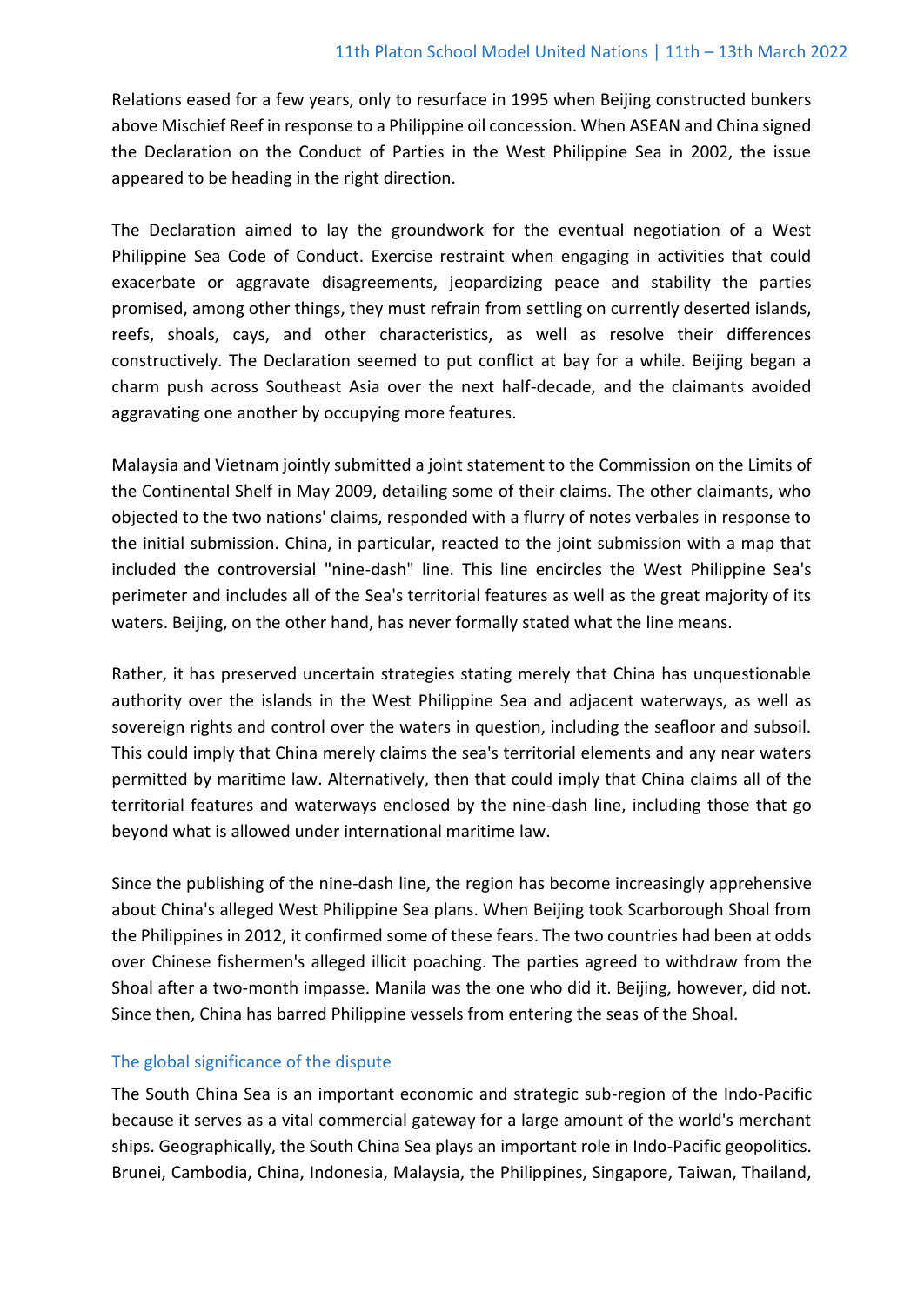Relations eased for a few years, only to resurface in 1995 when Beijing constructed bunkers above Mischief Reef in response to a Philippine oil concession. When ASEAN and China signed the Declaration on the Conduct of Parties in the West Philippine Sea in 2002, the issue appeared to be heading in the right direction.

The Declaration aimed to lay the groundwork for the eventual negotiation of a West Philippine Sea Code of Conduct. Exercise restraint when engaging in activities that could exacerbate or aggravate disagreements, jeopardizing peace and stability the parties promised, among other things, they must refrain from settling on currently deserted islands, reefs, shoals, cays, and other characteristics, as well as resolve their differences constructively. The Declaration seemed to put conflict at bay for a while. Beijing began a charm push across Southeast Asia over the next half-decade, and the claimants avoided aggravating one another by occupying more features.

Malaysia and Vietnam jointly submitted a joint statement to the Commission on the Limits of the Continental Shelf in May 2009, detailing some of their claims. The other claimants, who objected to the two nations' claims, responded with a flurry of notes verbales in response to the initial submission. China, in particular, reacted to the joint submission with a map that included the controversial "nine-dash" line. This line encircles the West Philippine Sea's perimeter and includes all of the Sea's territorial features as well as the great majority of its waters. Beijing, on the other hand, has never formally stated what the line means.

Rather, it has preserved uncertain strategies stating merely that China has unquestionable authority over the islands in the West Philippine Sea and adjacent waterways, as well as sovereign rights and control over the waters in question, including the seafloor and subsoil. This could imply that China merely claims the sea's territorial elements and any near waters permitted by maritime law. Alternatively, then that could imply that China claims all of the territorial features and waterways enclosed by the nine-dash line, including those that go beyond what is allowed under international maritime law.

Since the publishing of the nine-dash line, the region has become increasingly apprehensive about China's alleged West Philippine Sea plans. When Beijing took Scarborough Shoal from the Philippines in 2012, it confirmed some of these fears. The two countries had been at odds over Chinese fishermen's alleged illicit poaching. The parties agreed to withdraw from the Shoal after a two-month impasse. Manila was the one who did it. Beijing, however, did not. Since then, China has barred Philippine vessels from entering the seas of the Shoal.

## The global significance of the dispute

The South China Sea is an important economic and strategic sub-region of the Indo-Pacific because it serves as a vital commercial gateway for a large amount of the world's merchant ships. Geographically, the South China Sea plays an important role in Indo-Pacific geopolitics. Brunei, Cambodia, China, Indonesia, Malaysia, the Philippines, Singapore, Taiwan, Thailand,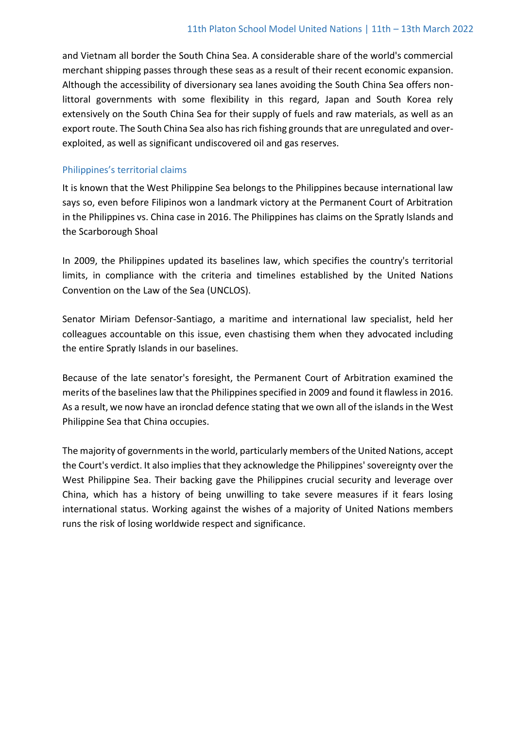and Vietnam all border the South China Sea. A considerable share of the world's commercial merchant shipping passes through these seas as a result of their recent economic expansion. Although the accessibility of diversionary sea lanes avoiding the South China Sea offers non-littoral governments with some flexibility in this regard, Japan and South Korea rely extensively on the South China Sea for their supply of fuels and raw materials, as well as an export route. The South China Sea also has rich fishing grounds that are unregulated and over-exploited, as well as significant undiscovered oil and gas reserves.

### Philippines's territorial claims

It is known that the West Philippine Sea belongs to the Philippines because international law says so, even before Filipinos won a landmark victory at the Permanent Court of Arbitration in the Philippines vs. China case in 2016. The Philippines has claims on the Spratly Islands and the Scarborough Shoal

In 2009, the Philippines updated its baselines law, which specifies the country's territorial limits, in compliance with the criteria and timelines established by the United Nations Convention on the Law of the Sea (UNCLOS).

Senator Miriam Defensor-Santiago, a maritime and international law specialist, held her colleagues accountable on this issue, even chastising them when they advocated including the entire Spratly Islands in our baselines.

Because of the late senator's foresight, the Permanent Court of Arbitration examined the merits of the baselines law that the Philippines specified in 2009 and found it flawless in 2016. As a result, we now have an ironclad defence stating that we own all of the islands in the West Philippine Sea that China occupies.

The majority of governments in the world, particularly members of the United Nations, accept the Court's verdict. It also implies that they acknowledge the Philippines' sovereignty over the West Philippine Sea. Their backing gave the Philippines crucial security and leverage over China, which has a history of being unwilling to take severe measures if it fears losing international status. Working against the wishes of a majority of United Nations members runs the risk of losing worldwide respect and significance.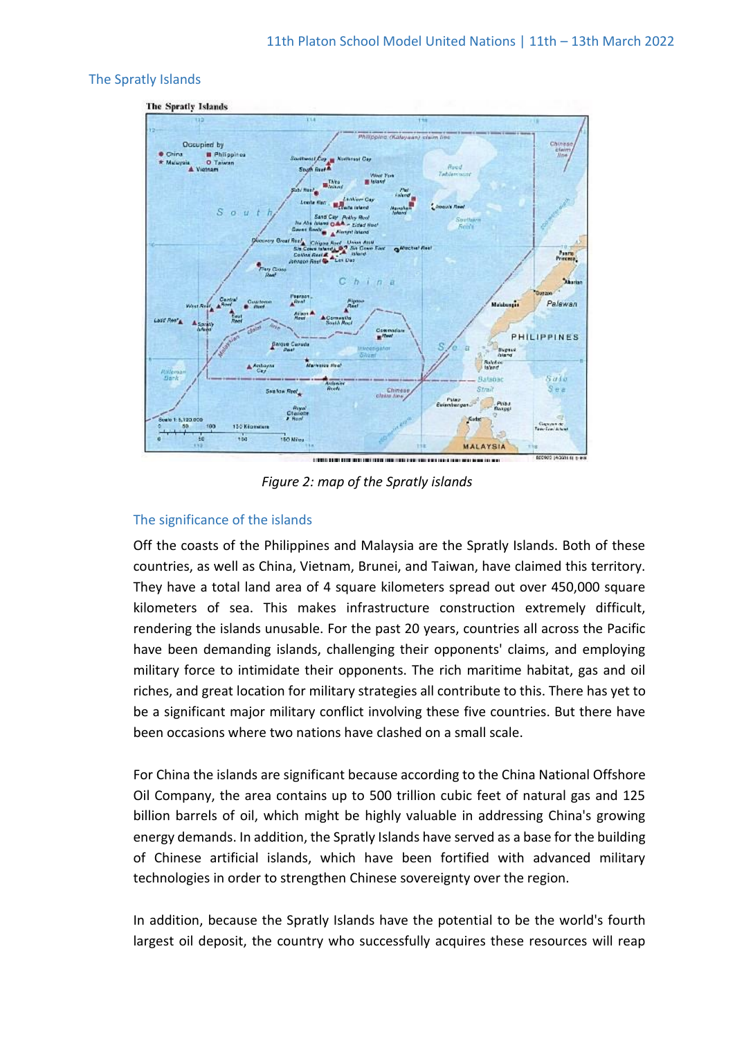## The Spratly Islands

*Figure 2: map of the Spratly islands*

### The significance of the islands

Off the coasts of the Philippines and Malaysia are the Spratly Islands. Both of these countries, as well as China, Vietnam, Brunei, and Taiwan, have claimed this territory. They have a total land area of 4 square kilometers spread out over 450,000 square kilometers of sea. This makes infrastructure construction extremely difficult, rendering the islands unusable. For the past 20 years, countries all across the Pacific have been demanding islands, challenging their opponents' claims, and employing military force to intimidate their opponents. The rich maritime habitat, gas and oil riches, and great location for military strategies all contribute to this. There has yet to be a significant major military conflict involving these five countries. But there have been occasions where two nations have clashed on a small scale.

For China the islands are significant because according to the China National Offshore Oil Company, the area contains up to 500 trillion cubic feet of natural gas and 125 billion barrels of oil, which might be highly valuable in addressing China's growing energy demands. In addition, the Spratly Islands have served as a base for the building of Chinese artificial islands, which have been fortified with advanced military technologies in order to strengthen Chinese sovereignty over the region.

In addition, because the Spratly Islands have the potential to be the world's fourth largest oil deposit, the country who successfully acquires these resources will reap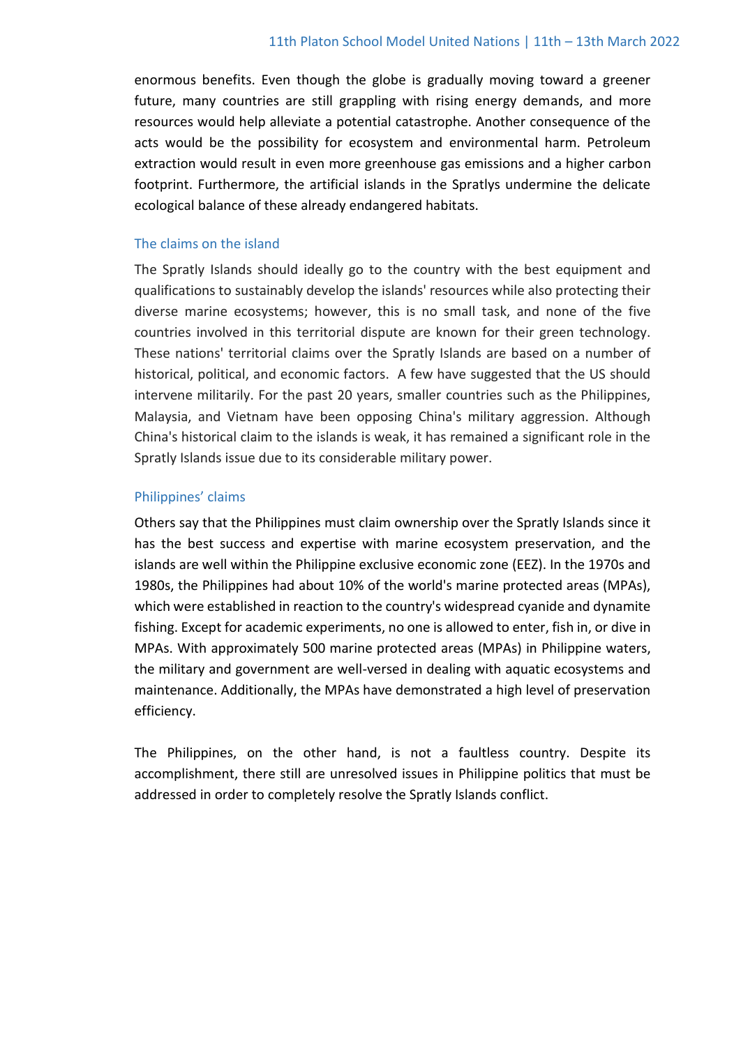enormous benefits. Even though the globe is gradually moving toward a greener future, many countries are still grappling with rising energy demands, and more resources would help alleviate a potential catastrophe. Another consequence of the acts would be the possibility for ecosystem and environmental harm. Petroleum extraction would result in even more greenhouse gas emissions and a higher carbon footprint. Furthermore, the artificial islands in the Spratlys undermine the delicate ecological balance of these already endangered habitats.

### The claims on the island

The Spratly Islands should ideally go to the country with the best equipment and qualifications to sustainably develop the islands' resources while also protecting their diverse marine ecosystems; however, this is no small task, and none of the five countries involved in this territorial dispute are known for their green technology. These nations' territorial claims over the Spratly Islands are based on a number of historical, political, and economic factors. A few have suggested that the US should intervene militarily. For the past 20 years, smaller countries such as the Philippines, Malaysia, and Vietnam have been opposing China's military aggression. Although China's historical claim to the islands is weak, it has remained a significant role in the Spratly Islands issue due to its considerable military power.

### Philippines' claims

Others say that the Philippines must claim ownership over the Spratly Islands since it has the best success and expertise with marine ecosystem preservation, and the islands are well within the Philippine exclusive economic zone (EEZ). In the 1970s and 1980s, the Philippines had about 10% of the world's marine protected areas (MPAs), which were established in reaction to the country's widespread cyanide and dynamite fishing. Except for academic experiments, no one is allowed to enter, fish in, or dive in MPAs. With approximately 500 marine protected areas (MPAs) in Philippine waters, the military and government are well-versed in dealing with aquatic ecosystems and maintenance. Additionally, the MPAs have demonstrated a high level of preservation efficiency.

The Philippines, on the other hand, is not a faultless country. Despite its accomplishment, there still are unresolved issues in Philippine politics that must be addressed in order to completely resolve the Spratly Islands conflict.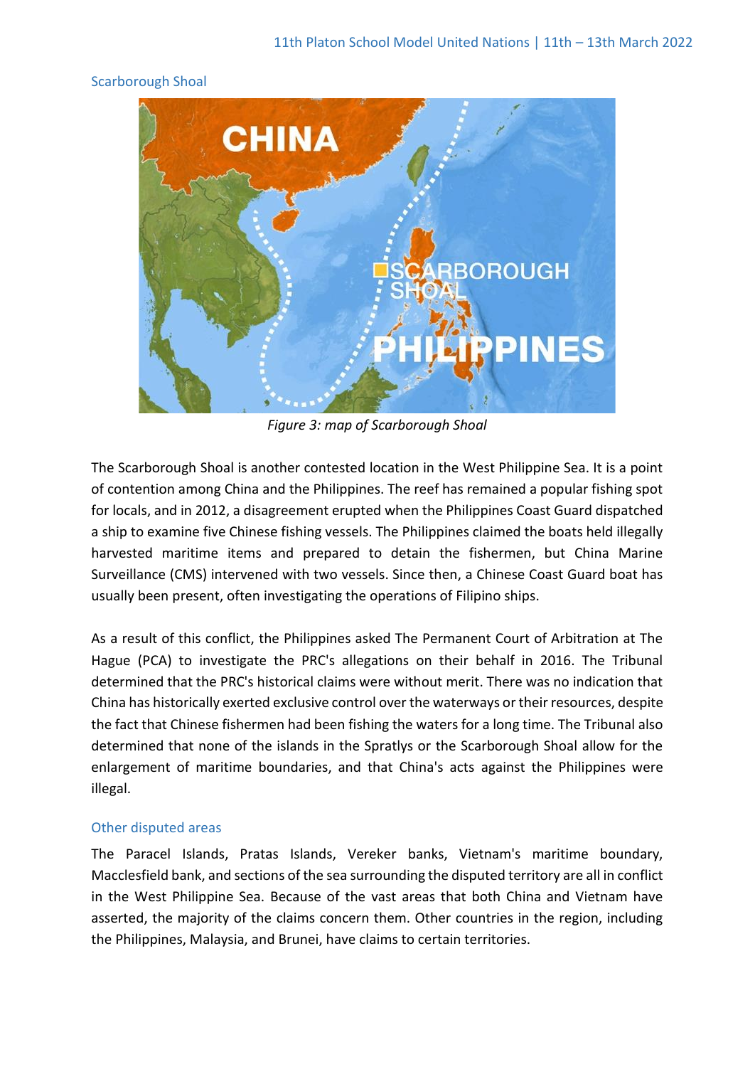### Scarborough Shoal

*Figure 3: map of Scarborough Shoal*

The Scarborough Shoal is another contested location in the West Philippine Sea. It is a point of contention among China and the Philippines. The reef has remained a popular fishing spot for locals, and in 2012, a disagreement erupted when the Philippines Coast Guard dispatched a ship to examine five Chinese fishing vessels. The Philippines claimed the boats held illegally harvested maritime items and prepared to detain the fishermen, but China Marine Surveillance (CMS) intervened with two vessels. Since then, a Chinese Coast Guard boat has usually been present, often investigating the operations of Filipino ships.

As a result of this conflict, the Philippines asked The Permanent Court of Arbitration at The Hague (PCA) to investigate the PRC's allegations on their behalf in 2016. The Tribunal determined that the PRC's historical claims were without merit. There was no indication that China has historically exerted exclusive control over the waterways or their resources, despite the fact that Chinese fishermen had been fishing the waters for a long time. The Tribunal also determined that none of the islands in the Spratlys or the Scarborough Shoal allow for the enlargement of maritime boundaries, and that China's acts against the Philippines were illegal.

### Other disputed areas

The Paracel Islands, Pratas Islands, Vereker banks, Vietnam's maritime boundary, Macclesfield bank, and sections of the sea surrounding the disputed territory are all in conflict in the West Philippine Sea. Because of the vast areas that both China and Vietnam have asserted, the majority of the claims concern them. Other countries in the region, including the Philippines, Malaysia, and Brunei, have claims to certain territories.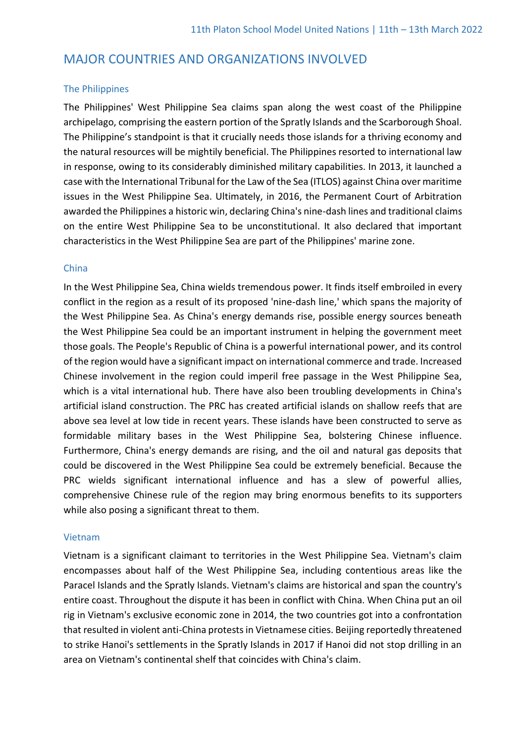## MAJOR COUNTRIES AND ORGANIZATIONS INVOLVED

### The Philippines

The Philippines' West Philippine Sea claims span along the west coast of the Philippine archipelago, comprising the eastern portion of the Spratly Islands and the Scarborough Shoal. The Philippine's standpoint is that it crucially needs those islands for a thriving economy and the natural resources will be mightily beneficial. The Philippines resorted to international law in response, owing to its considerably diminished military capabilities. In 2013, it launched a case with the International Tribunal for the Law of the Sea (ITLOS) against China over maritime issues in the West Philippine Sea. Ultimately, in 2016, the Permanent Court of Arbitration awarded the Philippines a historic win, declaring China's nine-dash lines and traditional claims on the entire West Philippine Sea to be unconstitutional. It also declared that important characteristics in the West Philippine Sea are part of the Philippines' marine zone.

### China

In the West Philippine Sea, China wields tremendous power. It finds itself embroiled in every conflict in the region as a result of its proposed 'nine-dash line,' which spans the majority of the West Philippine Sea. As China's energy demands rise, possible energy sources beneath the West Philippine Sea could be an important instrument in helping the government meet those goals. The People's Republic of China is a powerful international power, and its control of the region would have a significant impact on international commerce and trade. Increased Chinese involvement in the region could imperil free passage in the West Philippine Sea, which is a vital international hub. There have also been troubling developments in China's artificial island construction. The PRC has created artificial islands on shallow reefs that are above sea level at low tide in recent years. These islands have been constructed to serve as formidable military bases in the West Philippine Sea, bolstering Chinese influence. Furthermore, China's energy demands are rising, and the oil and natural gas deposits that could be discovered in the West Philippine Sea could be extremely beneficial. Because the PRC wields significant international influence and has a slew of powerful allies, comprehensive Chinese rule of the region may bring enormous benefits to its supporters while also posing a significant threat to them.

### Vietnam

Vietnam is a significant claimant to territories in the West Philippine Sea. Vietnam's claim encompasses about half of the West Philippine Sea, including contentious areas like the Paracel Islands and the Spratly Islands. Vietnam's claims are historical and span the country's entire coast. Throughout the dispute it has been in conflict with China. When China put an oil rig in Vietnam's exclusive economic zone in 2014, the two countries got into a confrontation that resulted in violent anti-China protests in Vietnamese cities. Beijing reportedly threatened to strike Hanoi's settlements in the Spratly Islands in 2017 if Hanoi did not stop drilling in an area on Vietnam's continental shelf that coincides with China's claim.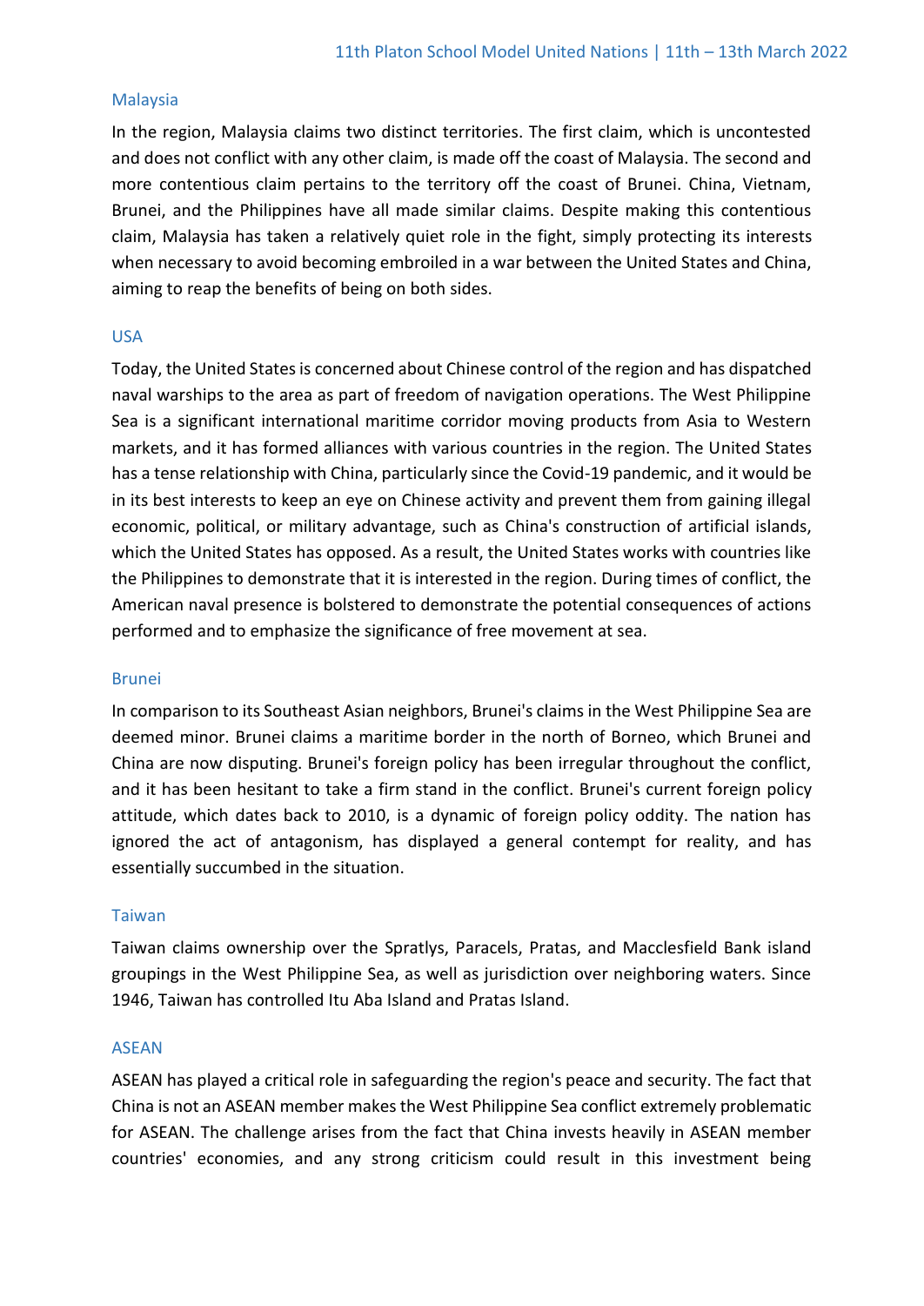### Malaysia

In the region, Malaysia claims two distinct territories. The first claim, which is uncontested and does not conflict with any other claim, is made off the coast of Malaysia. The second and more contentious claim pertains to the territory off the coast of Brunei. China, Vietnam, Brunei, and the Philippines have all made similar claims. Despite making this contentious claim, Malaysia has taken a relatively quiet role in the fight, simply protecting its interests when necessary to avoid becoming embroiled in a war between the United States and China, aiming to reap the benefits of being on both sides.

### USA

Today, the United States is concerned about Chinese control of the region and has dispatched naval warships to the area as part of freedom of navigation operations. The West Philippine Sea is a significant international maritime corridor moving products from Asia to Western markets, and it has formed alliances with various countries in the region. The United States has a tense relationship with China, particularly since the Covid-19 pandemic, and it would be in its best interests to keep an eye on Chinese activity and prevent them from gaining illegal economic, political, or military advantage, such as China's construction of artificial islands, which the United States has opposed. As a result, the United States works with countries like the Philippines to demonstrate that it is interested in the region. During times of conflict, the American naval presence is bolstered to demonstrate the potential consequences of actions performed and to emphasize the significance of free movement at sea.

### Brunei

In comparison to its Southeast Asian neighbors, Brunei's claims in the West Philippine Sea are deemed minor. Brunei claims a maritime border in the north of Borneo, which Brunei and China are now disputing. Brunei's foreign policy has been irregular throughout the conflict, and it has been hesitant to take a firm stand in the conflict. Brunei's current foreign policy attitude, which dates back to 2010, is a dynamic of foreign policy oddity. The nation has ignored the act of antagonism, has displayed a general contempt for reality, and has essentially succumbed in the situation.

### Taiwan

Taiwan claims ownership over the Spratlys, Paracels, Pratas, and Macclesfield Bank island groupings in the West Philippine Sea, as well as jurisdiction over neighboring waters. Since 1946, Taiwan has controlled Itu Aba Island and Pratas Island.

### ASEAN

ASEAN has played a critical role in safeguarding the region's peace and security. The fact that China is not an ASEAN member makes the West Philippine Sea conflict extremely problematic for ASEAN. The challenge arises from the fact that China invests heavily in ASEAN member countries' economies, and any strong criticism could result in this investment being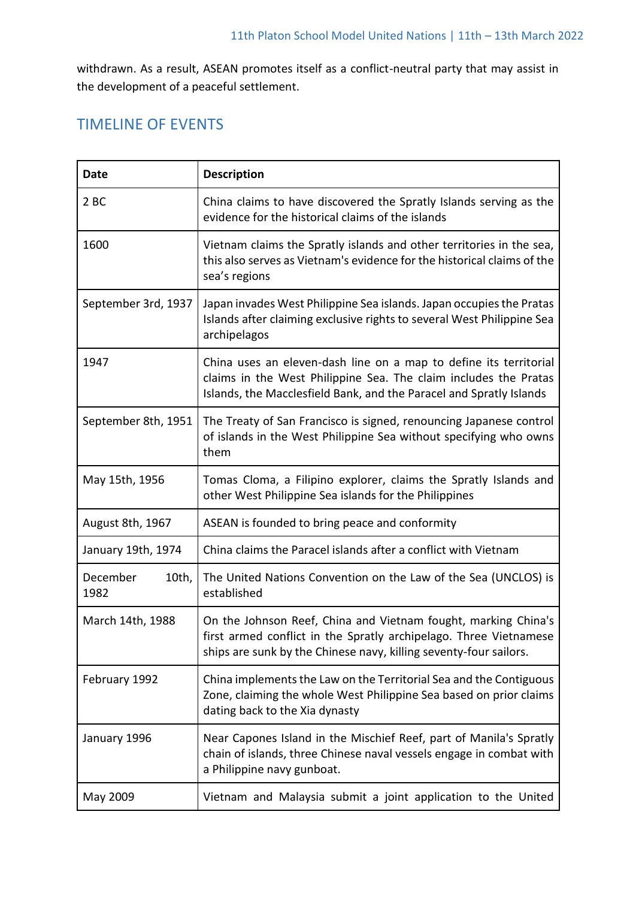withdrawn. As a result, ASEAN promotes itself as a conflict-neutral party that may assist in the development of a peaceful settlement.

## TIMELINE OF EVENTS

| Date | Description |
|---|---|
| 2 BC | China claims to have discovered the Spratly Islands serving as the evidence for the historical claims of the islands |
| 1600 | Vietnam claims the Spratly islands and other territories in the sea, this also serves as Vietnam's evidence for the historical claims of the sea's regions |
| September 3rd, 1937 | Japan invades West Philippine Sea islands. Japan occupies the Pratas Islands after claiming exclusive rights to several West Philippine Sea archipelagos |
| 1947 | China uses an eleven-dash line on a map to define its territorial claims in the West Philippine Sea. The claim includes the Pratas Islands, the Macclesfield Bank, and the Paracel and Spratly Islands |
| September 8th, 1951 | The Treaty of San Francisco is signed, renouncing Japanese control of islands in the West Philippine Sea without specifying who owns them |
| May 15th, 1956 | Tomas Cloma, a Filipino explorer, claims the Spratly Islands and other West Philippine Sea islands for the Philippines |
| August 8th, 1967 | ASEAN is founded to bring peace and conformity |
| January 19th, 1974 | China claims the Paracel islands after a conflict with Vietnam |
| December 10th, 1982 | The United Nations Convention on the Law of the Sea (UNCLOS) is established |
| March 14th, 1988 | On the Johnson Reef, China and Vietnam fought, marking China's first armed conflict in the Spratly archipelago. Three Vietnamese ships are sunk by the Chinese navy, killing seventy-four sailors. |
| February 1992 | China implements the Law on the Territorial Sea and the Contiguous Zone, claiming the whole West Philippine Sea based on prior claims dating back to the Xia dynasty |
| January 1996 | Near Capones Island in the Mischief Reef, part of Manila's Spratly chain of islands, three Chinese naval vessels engage in combat with a Philippine navy gunboat. |
| May 2009 | Vietnam and Malaysia submit a joint application to the United |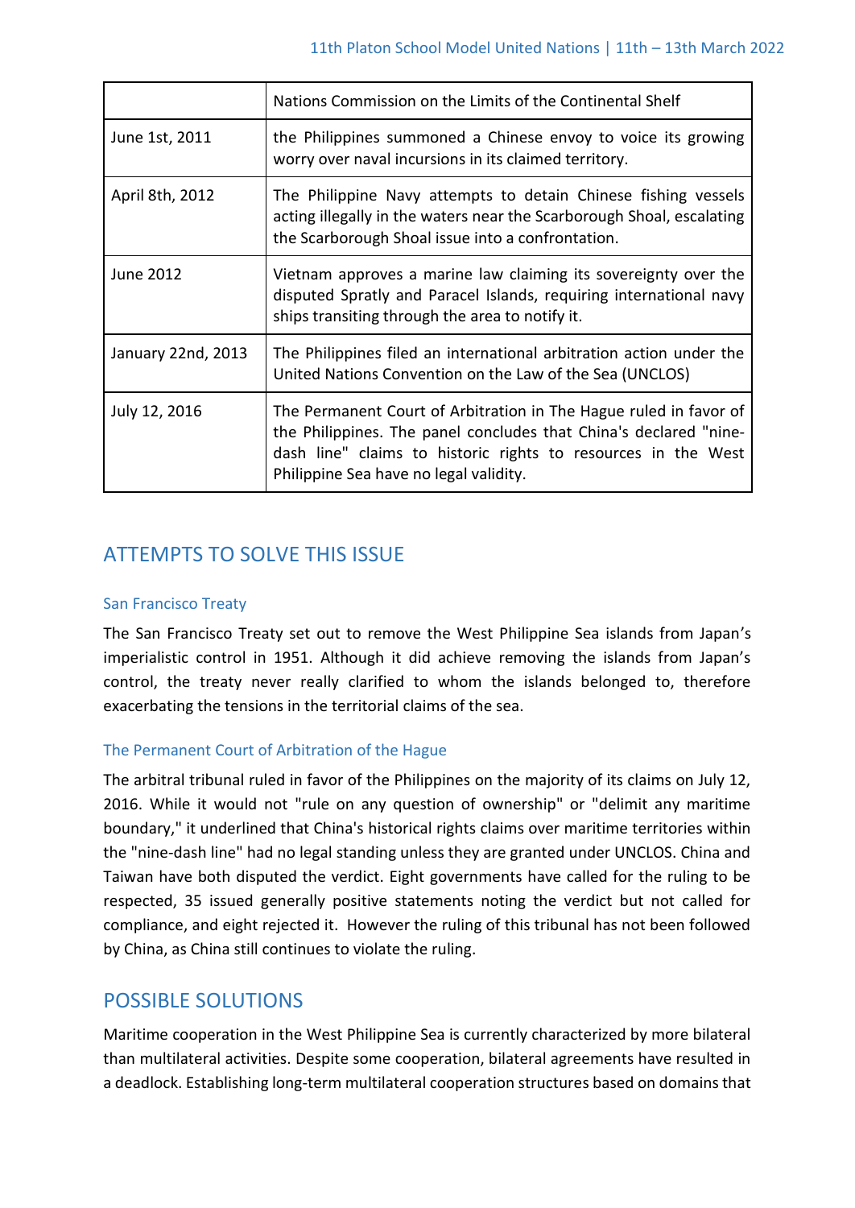| | |
|---|---|
| | Nations Commission on the Limits of the Continental Shelf |
| June 1st, 2011 | the Philippines summoned a Chinese envoy to voice its growing worry over naval incursions in its claimed territory. |
| April 8th, 2012 | The Philippine Navy attempts to detain Chinese fishing vessels acting illegally in the waters near the Scarborough Shoal, escalating the Scarborough Shoal issue into a confrontation. |
| June 2012 | Vietnam approves a marine law claiming its sovereignty over the disputed Spratly and Paracel Islands, requiring international navy ships transiting through the area to notify it. |
| January 22nd, 2013 | The Philippines filed an international arbitration action under the United Nations Convention on the Law of the Sea (UNCLOS) |
| July 12, 2016 | The Permanent Court of Arbitration in The Hague ruled in favor of the Philippines. The panel concludes that China's declared "nine-dash line" claims to historic rights to resources in the West Philippine Sea have no legal validity. |

## ATTEMPTS TO SOLVE THIS ISSUE

### San Francisco Treaty

The San Francisco Treaty set out to remove the West Philippine Sea islands from Japan's imperialistic control in 1951. Although it did achieve removing the islands from Japan's control, the treaty never really clarified to whom the islands belonged to, therefore exacerbating the tensions in the territorial claims of the sea.

### The Permanent Court of Arbitration of the Hague

The arbitral tribunal ruled in favor of the Philippines on the majority of its claims on July 12, 2016. While it would not "rule on any question of ownership" or "delimit any maritime boundary," it underlined that China's historical rights claims over maritime territories within the "nine-dash line" had no legal standing unless they are granted under UNCLOS. China and Taiwan have both disputed the verdict. Eight governments have called for the ruling to be respected, 35 issued generally positive statements noting the verdict but not called for compliance, and eight rejected it. However the ruling of this tribunal has not been followed by China, as China still continues to violate the ruling.

## POSSIBLE SOLUTIONS

Maritime cooperation in the West Philippine Sea is currently characterized by more bilateral than multilateral activities. Despite some cooperation, bilateral agreements have resulted in a deadlock. Establishing long-term multilateral cooperation structures based on domains that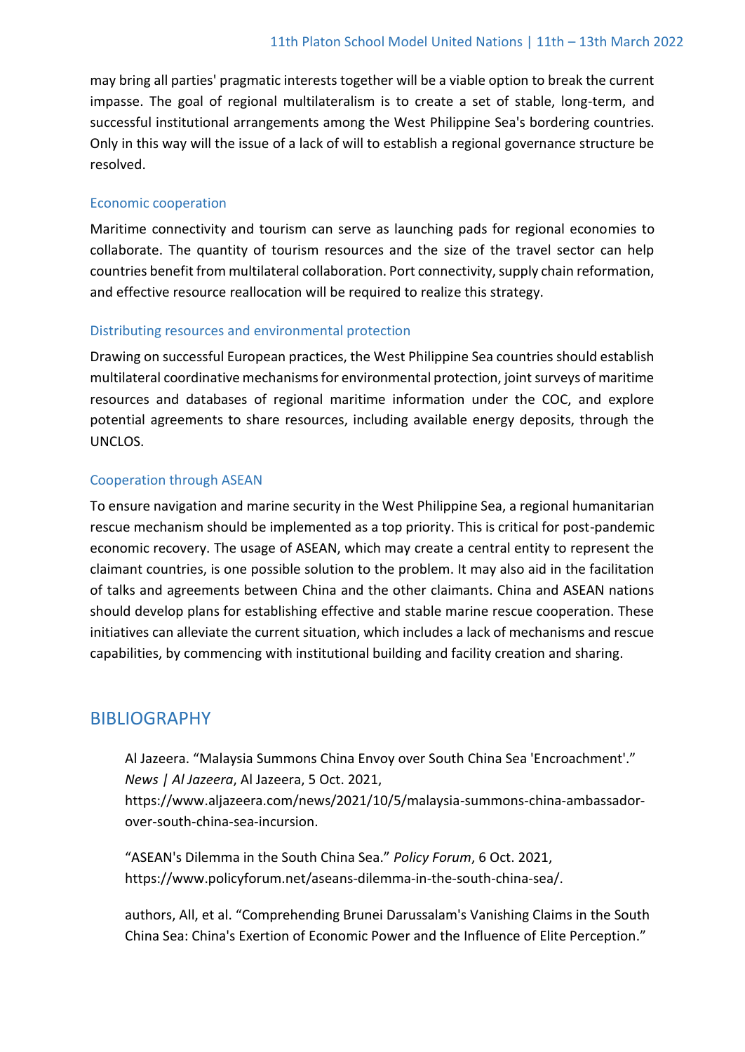may bring all parties' pragmatic interests together will be a viable option to break the current impasse. The goal of regional multilateralism is to create a set of stable, long-term, and successful institutional arrangements among the West Philippine Sea's bordering countries. Only in this way will the issue of a lack of will to establish a regional governance structure be resolved.

### Economic cooperation

Maritime connectivity and tourism can serve as launching pads for regional economies to collaborate. The quantity of tourism resources and the size of the travel sector can help countries benefit from multilateral collaboration. Port connectivity, supply chain reformation, and effective resource reallocation will be required to realize this strategy.

### Distributing resources and environmental protection

Drawing on successful European practices, the West Philippine Sea countries should establish multilateral coordinative mechanisms for environmental protection, joint surveys of maritime resources and databases of regional maritime information under the COC, and explore potential agreements to share resources, including available energy deposits, through the UNCLOS.

### Cooperation through ASEAN

To ensure navigation and marine security in the West Philippine Sea, a regional humanitarian rescue mechanism should be implemented as a top priority. This is critical for post-pandemic economic recovery. The usage of ASEAN, which may create a central entity to represent the claimant countries, is one possible solution to the problem. It may also aid in the facilitation of talks and agreements between China and the other claimants. China and ASEAN nations should develop plans for establishing effective and stable marine rescue cooperation. These initiatives can alleviate the current situation, which includes a lack of mechanisms and rescue capabilities, by commencing with institutional building and facility creation and sharing.

## BIBLIOGRAPHY

Al Jazeera. "Malaysia Summons China Envoy over South China Sea 'Encroachment'." *News | Al Jazeera*, Al Jazeera, 5 Oct. 2021, https://www.aljazeera.com/news/2021/10/5/malaysia-summons-china-ambassador-over-south-china-sea-incursion.

"ASEAN's Dilemma in the South China Sea." *Policy Forum*, 6 Oct. 2021, https://www.policyforum.net/aseans-dilemma-in-the-south-china-sea/.

authors, All, et al. "Comprehending Brunei Darussalam's Vanishing Claims in the South China Sea: China's Exertion of Economic Power and the Influence of Elite Perception."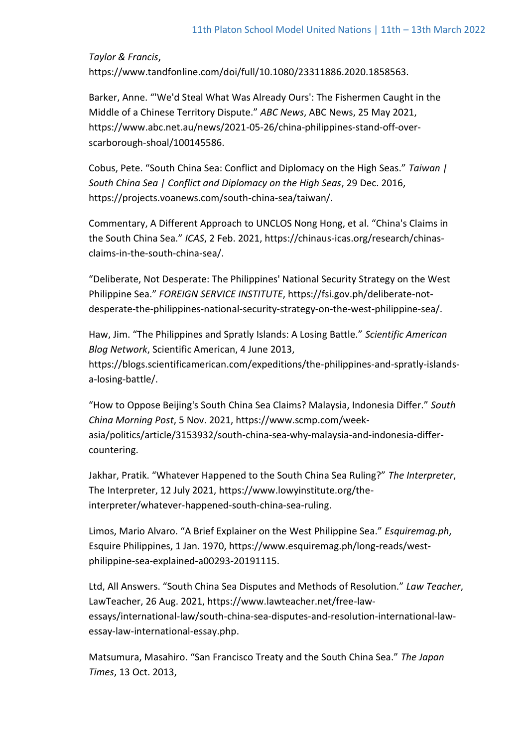*Taylor & Francis*, https://www.tandfonline.com/doi/full/10.1080/23311886.2020.1858563.

Barker, Anne. "'We'd Steal What Was Already Ours': The Fishermen Caught in the Middle of a Chinese Territory Dispute." *ABC News*, ABC News, 25 May 2021, https://www.abc.net.au/news/2021-05-26/china-philippines-stand-off-over-scarborough-shoal/100145586.

Cobus, Pete. "South China Sea: Conflict and Diplomacy on the High Seas." *Taiwan | South China Sea | Conflict and Diplomacy on the High Seas*, 29 Dec. 2016, https://projects.voanews.com/south-china-sea/taiwan/.

Commentary, A Different Approach to UNCLOS Nong Hong, et al. "China's Claims in the South China Sea." *ICAS*, 2 Feb. 2021, https://chinaus-icas.org/research/chinas-claims-in-the-south-china-sea/.

"Deliberate, Not Desperate: The Philippines' National Security Strategy on the West Philippine Sea." *FOREIGN SERVICE INSTITUTE*, https://fsi.gov.ph/deliberate-not-desperate-the-philippines-national-security-strategy-on-the-west-philippine-sea/.

Haw, Jim. "The Philippines and Spratly Islands: A Losing Battle." *Scientific American Blog Network*, Scientific American, 4 June 2013, https://blogs.scientificamerican.com/expeditions/the-philippines-and-spratly-islands-a-losing-battle/.

"How to Oppose Beijing's South China Sea Claims? Malaysia, Indonesia Differ." *South China Morning Post*, 5 Nov. 2021, https://www.scmp.com/week-asia/politics/article/3153932/south-china-sea-why-malaysia-and-indonesia-differ-countering.

Jakhar, Pratik. "Whatever Happened to the South China Sea Ruling?" *The Interpreter*, The Interpreter, 12 July 2021, https://www.lowyinstitute.org/the-interpreter/whatever-happened-south-china-sea-ruling.

Limos, Mario Alvaro. "A Brief Explainer on the West Philippine Sea." *Esquiremag.ph*, Esquire Philippines, 1 Jan. 1970, https://www.esquiremag.ph/long-reads/west-philippine-sea-explained-a00293-20191115.

Ltd, All Answers. "South China Sea Disputes and Methods of Resolution." *Law Teacher*, LawTeacher, 26 Aug. 2021, https://www.lawteacher.net/free-law-essays/international-law/south-china-sea-disputes-and-resolution-international-law-essay-law-international-essay.php.

Matsumura, Masahiro. "San Francisco Treaty and the South China Sea." *The Japan Times*, 13 Oct. 2013,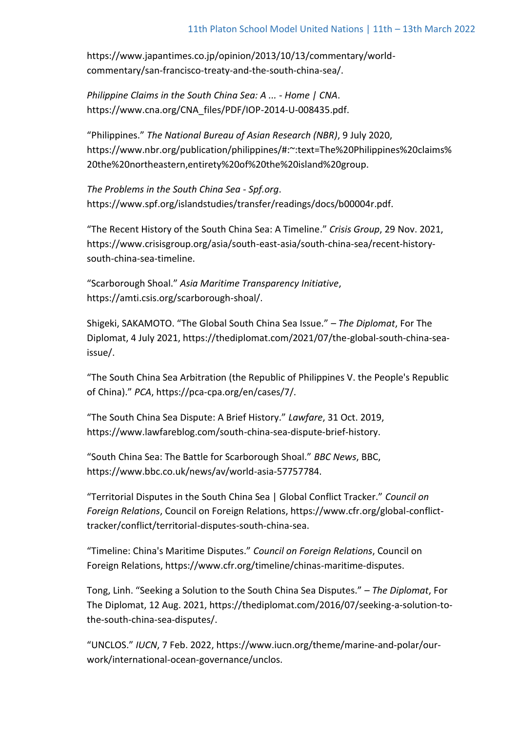https://www.japantimes.co.jp/opinion/2013/10/13/commentary/world-commentary/san-francisco-treaty-and-the-south-china-sea/.

*Philippine Claims in the South China Sea: A ... - Home | CNA*. https://www.cna.org/CNA_files/PDF/IOP-2014-U-008435.pdf.

"Philippines." *The National Bureau of Asian Research (NBR)*, 9 July 2020, https://www.nbr.org/publication/philippines/#:~:text=The%20Philippines%20claims%20the%20northeastern,entirety%20of%20the%20island%20group.

*The Problems in the South China Sea - Spf.org*. https://www.spf.org/islandstudies/transfer/readings/docs/b00004r.pdf.

"The Recent History of the South China Sea: A Timeline." *Crisis Group*, 29 Nov. 2021, https://www.crisisgroup.org/asia/south-east-asia/south-china-sea/recent-history-south-china-sea-timeline.

"Scarborough Shoal." *Asia Maritime Transparency Initiative*, https://amti.csis.org/scarborough-shoal/.

Shigeki, SAKAMOTO. "The Global South China Sea Issue." – *The Diplomat*, For The Diplomat, 4 July 2021, https://thediplomat.com/2021/07/the-global-south-china-sea-issue/.

"The South China Sea Arbitration (the Republic of Philippines V. the People's Republic of China)." *PCA*, https://pca-cpa.org/en/cases/7/.

"The South China Sea Dispute: A Brief History." *Lawfare*, 31 Oct. 2019, https://www.lawfareblog.com/south-china-sea-dispute-brief-history.

"South China Sea: The Battle for Scarborough Shoal." *BBC News*, BBC, https://www.bbc.co.uk/news/av/world-asia-57757784.

"Territorial Disputes in the South China Sea | Global Conflict Tracker." *Council on Foreign Relations*, Council on Foreign Relations, https://www.cfr.org/global-conflict-tracker/conflict/territorial-disputes-south-china-sea.

"Timeline: China's Maritime Disputes." *Council on Foreign Relations*, Council on Foreign Relations, https://www.cfr.org/timeline/chinas-maritime-disputes.

Tong, Linh. "Seeking a Solution to the South China Sea Disputes." – *The Diplomat*, For The Diplomat, 12 Aug. 2021, https://thediplomat.com/2016/07/seeking-a-solution-to-the-south-china-sea-disputes/.

"UNCLOS." *IUCN*, 7 Feb. 2022, https://www.iucn.org/theme/marine-and-polar/our-work/international-ocean-governance/unclos.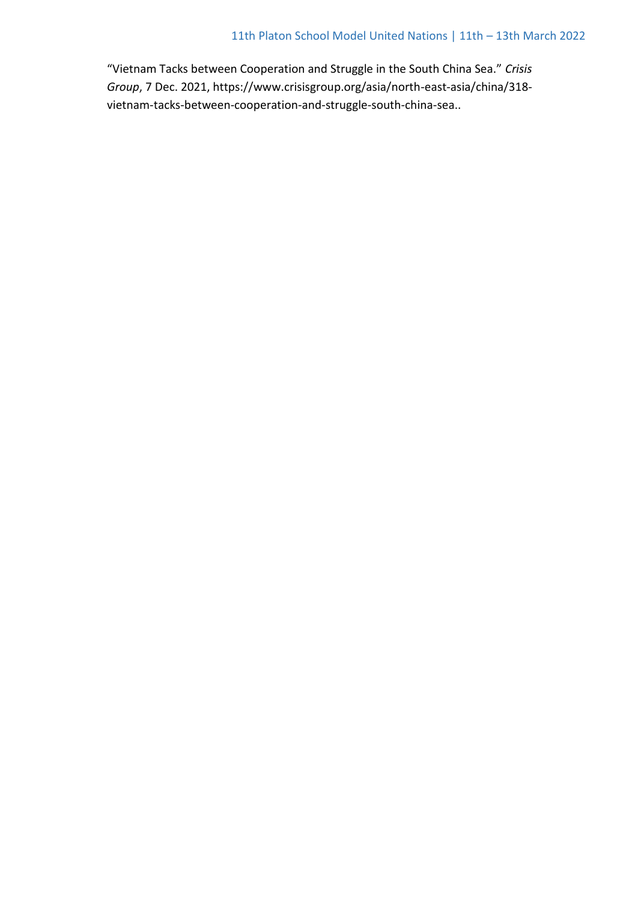"Vietnam Tacks between Cooperation and Struggle in the South China Sea." *Crisis Group*, 7 Dec. 2021, https://www.crisisgroup.org/asia/north-east-asia/china/318-vietnam-tacks-between-cooperation-and-struggle-south-china-sea..